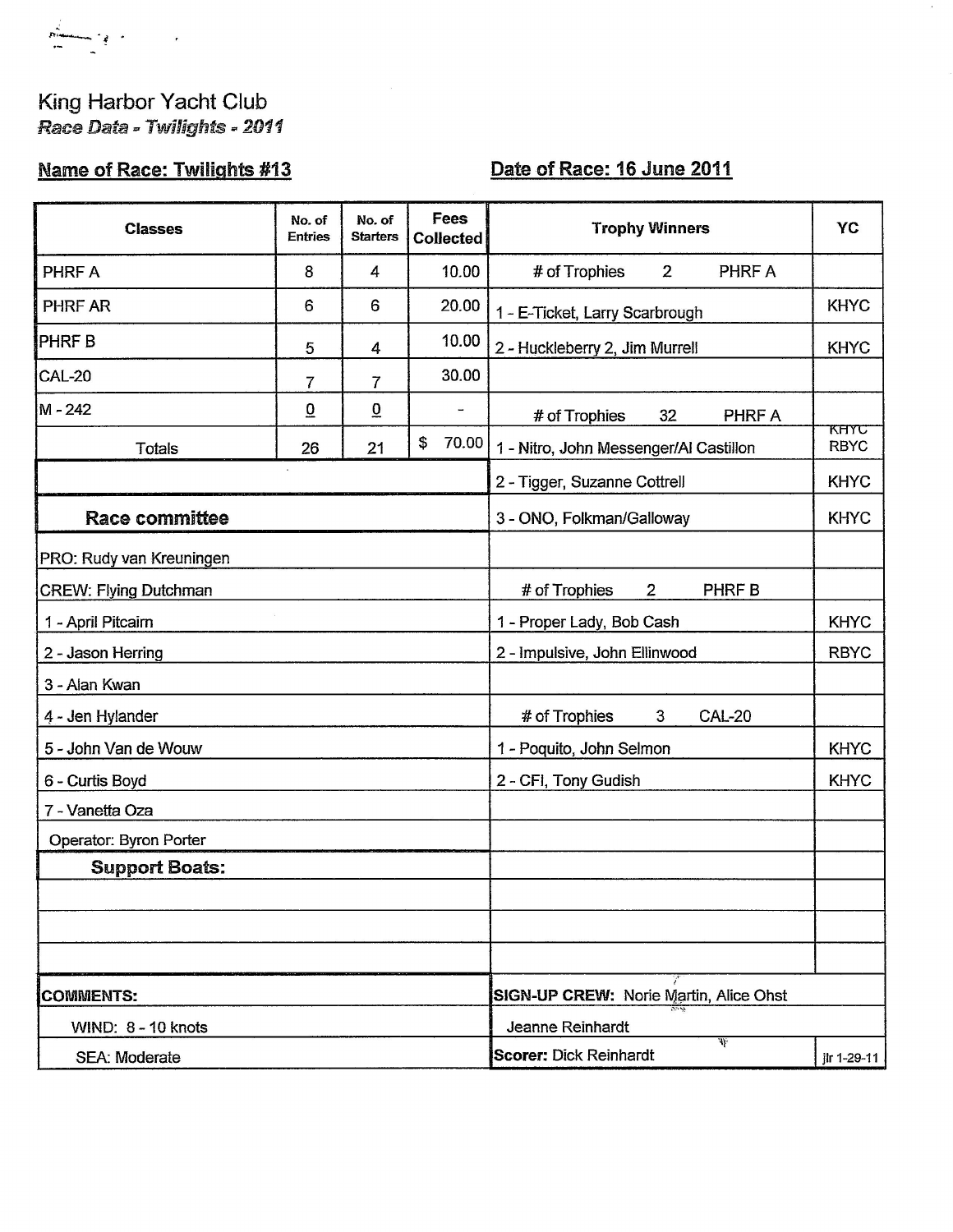King Harbor Yacht Club

*Race Data - Twilights - 2011*

**Name of Race: Twilights #13** **Date of Race: 16 June 2011**

| Classes | No. of Entries | No. of Starters | Fees Collected | Trophy Winners | YC |
|---|---|---|---|---|---|
| PHRF A | 8 | 4 | 10.00 | # of Trophies 2 PHRF A | |
| PHRF AR | 6 | 6 | 20.00 | 1 - E-Ticket, Larry Scarbrough | KHYC |
| PHRF B | 5 | 4 | 10.00 | 2 - Huckleberry 2, Jim Murrell | KHYC |
| CAL-20 | 7 | 7 | 30.00 | | |
| M - 242 | 0 | 0 | - | # of Trophies 32 PHRF A | |
| Totals | 26 | 21 | $ 70.00 | 1 - Nitro, John Messenger/Al Castillon | ~~KHYC~~ RBYC |
| | | | | 2 - Tigger, Suzanne Cottrell | KHYC |
| **Race committee** | | | | 3 - ONO, Folkman/Galloway | KHYC |
| PRO: Rudy van Kreuningen | | | | | |
| CREW: Flying Dutchman | | | | # of Trophies 2 PHRF B | |
| 1 - April Pitcairn | | | | 1 - Proper Lady, Bob Cash | KHYC |
| 2 - Jason Herring | | | | 2 - Impulsive, John Ellinwood | RBYC |
| 3 - Alan Kwan | | | | | |
| 4 - Jen Hylander | | | | # of Trophies 3 CAL-20 | |
| 5 - John Van de Wouw | | | | 1 - Poquito, John Selmon | KHYC |
| 6 - Curtis Boyd | | | | 2 - CFI, Tony Gudish | KHYC |
| 7 - Vanetta Oza | | | | | |
| Operator: Byron Porter | | | | | |
| **Support Boats:** | | | | | |
| | | | | | |
| | | | | | |
| | | | | | |
| **COMMENTS:** | | | | **SIGN-UP CREW:** Norie Martin, Alice Ohst | |
| WIND: 8 - 10 knots | | | | Jeanne Reinhardt | |
| SEA: Moderate | | | | **Scorer:** Dick Reinhardt | jlr 1-29-11 |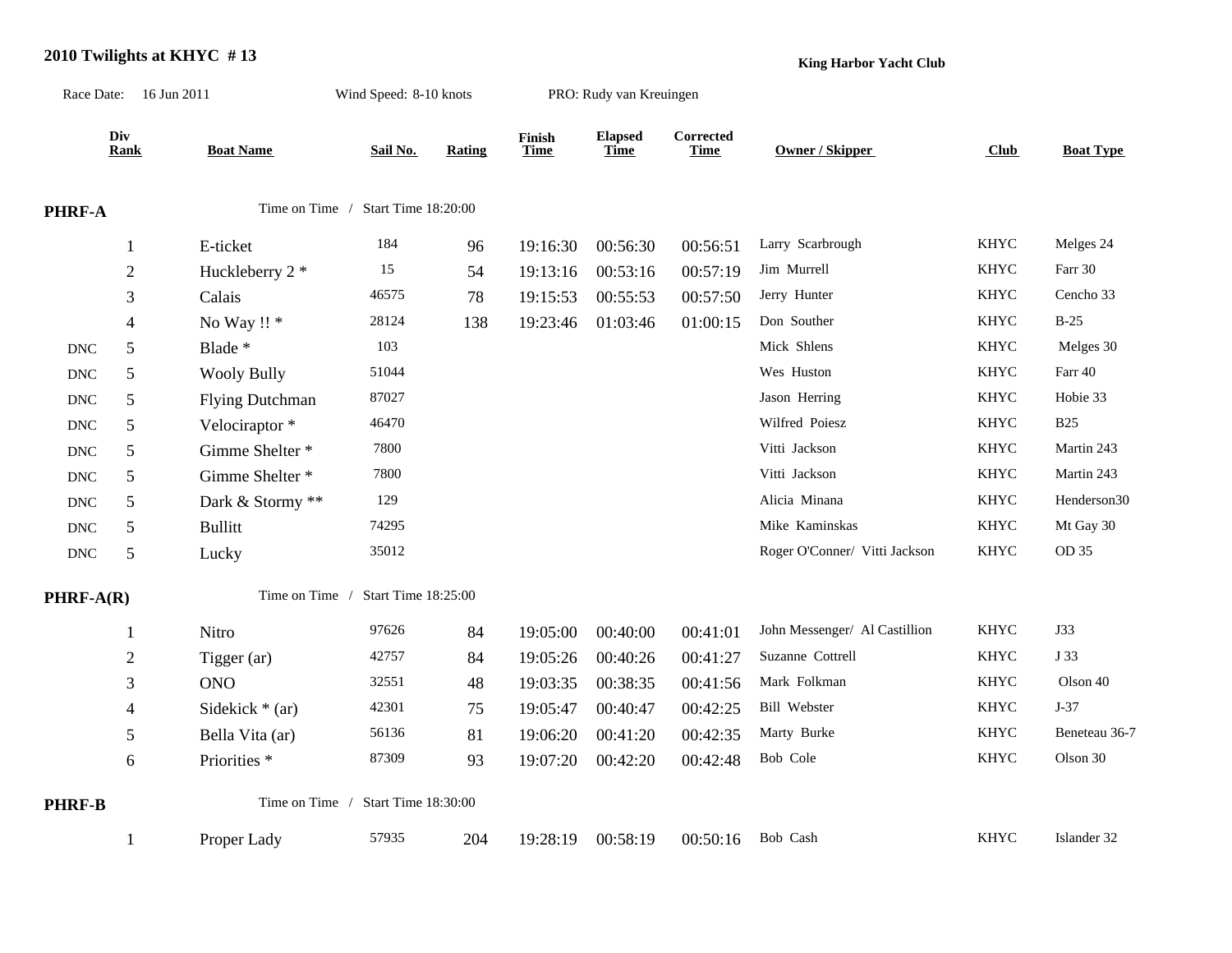# 2010 Twilights at KHYC # 13

**King Harbor Yacht Club**

Race Date: 16 Jun 2011 | Wind Speed: 8-10 knots | PRO: Rudy van Kreuingen

| | Div Rank | Boat Name | Sail No. | Rating | Finish Time | Elapsed Time | Corrected Time | Owner / Skipper | Club | Boat Type |
|---|---|---|---|---|---|---|---|---|---|---|
| **PHRF-A** | | Time on Time / Start Time 18:20:00 | | | | | | | | |
| | 1 | E-ticket | 184 | 96 | 19:16:30 | 00:56:30 | 00:56:51 | Larry Scarbrough | KHYC | Melges 24 |
| | 2 | Huckleberry 2 * | 15 | 54 | 19:13:16 | 00:53:16 | 00:57:19 | Jim Murrell | KHYC | Farr 30 |
| | 3 | Calais | 46575 | 78 | 19:15:53 | 00:55:53 | 00:57:50 | Jerry Hunter | KHYC | Cencho 33 |
| | 4 | No Way !! * | 28124 | 138 | 19:23:46 | 01:03:46 | 01:00:15 | Don Souther | KHYC | B-25 |
| DNC | 5 | Blade * | 103 | | | | | Mick Shlens | KHYC | Melges 30 |
| DNC | 5 | Wooly Bully | 51044 | | | | | Wes Huston | KHYC | Farr 40 |
| DNC | 5 | Flying Dutchman | 87027 | | | | | Jason Herring | KHYC | Hobie 33 |
| DNC | 5 | Velociraptor * | 46470 | | | | | Wilfred Poiesz | KHYC | B25 |
| DNC | 5 | Gimme Shelter * | 7800 | | | | | Vitti Jackson | KHYC | Martin 243 |
| DNC | 5 | Gimme Shelter * | 7800 | | | | | Vitti Jackson | KHYC | Martin 243 |
| DNC | 5 | Dark & Stormy ** | 129 | | | | | Alicia Minana | KHYC | Henderson30 |
| DNC | 5 | Bullitt | 74295 | | | | | Mike Kaminskas | KHYC | Mt Gay 30 |
| DNC | 5 | Lucky | 35012 | | | | | Roger O'Conner/ Vitti Jackson | KHYC | OD 35 |
| **PHRF-A(R)** | | Time on Time / Start Time 18:25:00 | | | | | | | | |
| | 1 | Nitro | 97626 | 84 | 19:05:00 | 00:40:00 | 00:41:01 | John Messenger/ Al Castillion | KHYC | J33 |
| | 2 | Tigger (ar) | 42757 | 84 | 19:05:26 | 00:40:26 | 00:41:27 | Suzanne Cottrell | KHYC | J 33 |
| | 3 | ONO | 32551 | 48 | 19:03:35 | 00:38:35 | 00:41:56 | Mark Folkman | KHYC | Olson 40 |
| | 4 | Sidekick * (ar) | 42301 | 75 | 19:05:47 | 00:40:47 | 00:42:25 | Bill Webster | KHYC | J-37 |
| | 5 | Bella Vita (ar) | 56136 | 81 | 19:06:20 | 00:41:20 | 00:42:35 | Marty Burke | KHYC | Beneteau 36-7 |
| | 6 | Priorities * | 87309 | 93 | 19:07:20 | 00:42:20 | 00:42:48 | Bob Cole | KHYC | Olson 30 |
| **PHRF-B** | | Time on Time / Start Time 18:30:00 | | | | | | | | |
| | 1 | Proper Lady | 57935 | 204 | 19:28:19 | 00:58:19 | 00:50:16 | Bob Cash | KHYC | Islander 32 |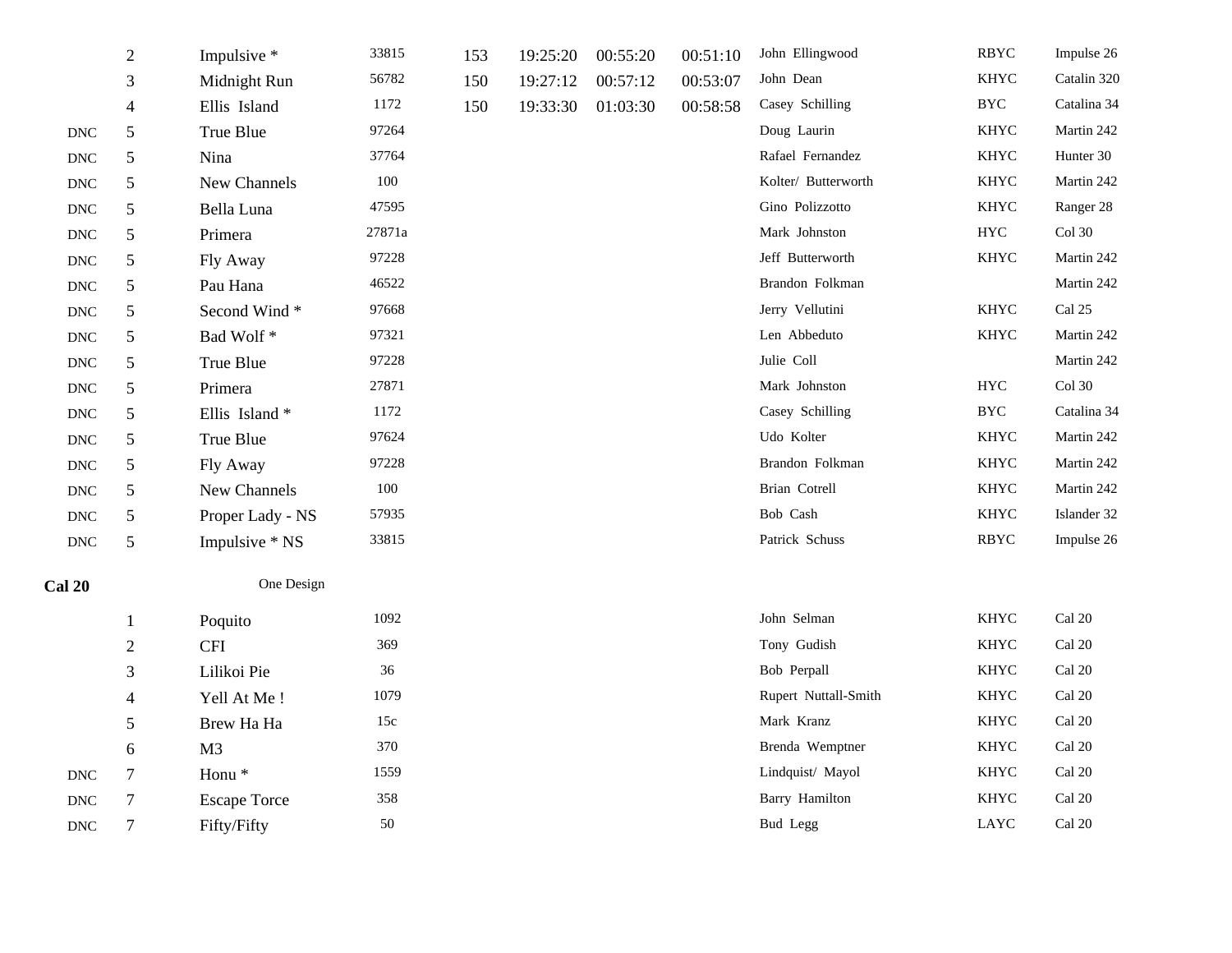| | | | | | | | | | | | |
|---|---|---|---|---|---|---|---|---|---|---|---|
| | 2 | Impulsive * | 33815 | 153 | 19:25:20 | 00:55:20 | 00:51:10 | John Ellingwood | RBYC | Impulse 26 |
| | 3 | Midnight Run | 56782 | 150 | 19:27:12 | 00:57:12 | 00:53:07 | John Dean | KHYC | Catalin 320 |
| | 4 | Ellis Island | 1172 | 150 | 19:33:30 | 01:03:30 | 00:58:58 | Casey Schilling | BYC | Catalina 34 |
| DNC | 5 | True Blue | 97264 | | | | | Doug Laurin | KHYC | Martin 242 |
| DNC | 5 | Nina | 37764 | | | | | Rafael Fernandez | KHYC | Hunter 30 |
| DNC | 5 | New Channels | 100 | | | | | Kolter/ Butterworth | KHYC | Martin 242 |
| DNC | 5 | Bella Luna | 47595 | | | | | Gino Polizzotto | KHYC | Ranger 28 |
| DNC | 5 | Primera | 27871a | | | | | Mark Johnston | HYC | Col 30 |
| DNC | 5 | Fly Away | 97228 | | | | | Jeff Butterworth | KHYC | Martin 242 |
| DNC | 5 | Pau Hana | 46522 | | | | | Brandon Folkman | | Martin 242 |
| DNC | 5 | Second Wind * | 97668 | | | | | Jerry Vellutini | KHYC | Cal 25 |
| DNC | 5 | Bad Wolf * | 97321 | | | | | Len Abbeduto | KHYC | Martin 242 |
| DNC | 5 | True Blue | 97228 | | | | | Julie Coll | | Martin 242 |
| DNC | 5 | Primera | 27871 | | | | | Mark Johnston | HYC | Col 30 |
| DNC | 5 | Ellis Island * | 1172 | | | | | Casey Schilling | BYC | Catalina 34 |
| DNC | 5 | True Blue | 97624 | | | | | Udo Kolter | KHYC | Martin 242 |
| DNC | 5 | Fly Away | 97228 | | | | | Brandon Folkman | KHYC | Martin 242 |
| DNC | 5 | New Channels | 100 | | | | | Brian Cotrell | KHYC | Martin 242 |
| DNC | 5 | Proper Lady - NS | 57935 | | | | | Bob Cash | KHYC | Islander 32 |
| DNC | 5 | Impulsive * NS | 33815 | | | | | Patrick Schuss | RBYC | Impulse 26 |

**Cal 20** One Design

| | | | | | | |
|---|---|---|---|---|---|---|
| | 1 | Poquito | 1092 | John Selman | KHYC | Cal 20 |
| | 2 | CFI | 369 | Tony Gudish | KHYC | Cal 20 |
| | 3 | Lilikoi Pie | 36 | Bob Perpall | KHYC | Cal 20 |
| | 4 | Yell At Me ! | 1079 | Rupert Nuttall-Smith | KHYC | Cal 20 |
| | 5 | Brew Ha Ha | 15c | Mark Kranz | KHYC | Cal 20 |
| | 6 | M3 | 370 | Brenda Wemptner | KHYC | Cal 20 |
| DNC | 7 | Honu * | 1559 | Lindquist/ Mayol | KHYC | Cal 20 |
| DNC | 7 | Escape Torce | 358 | Barry Hamilton | KHYC | Cal 20 |
| DNC | 7 | Fifty/Fifty | 50 | Bud Legg | LAYC | Cal 20 |